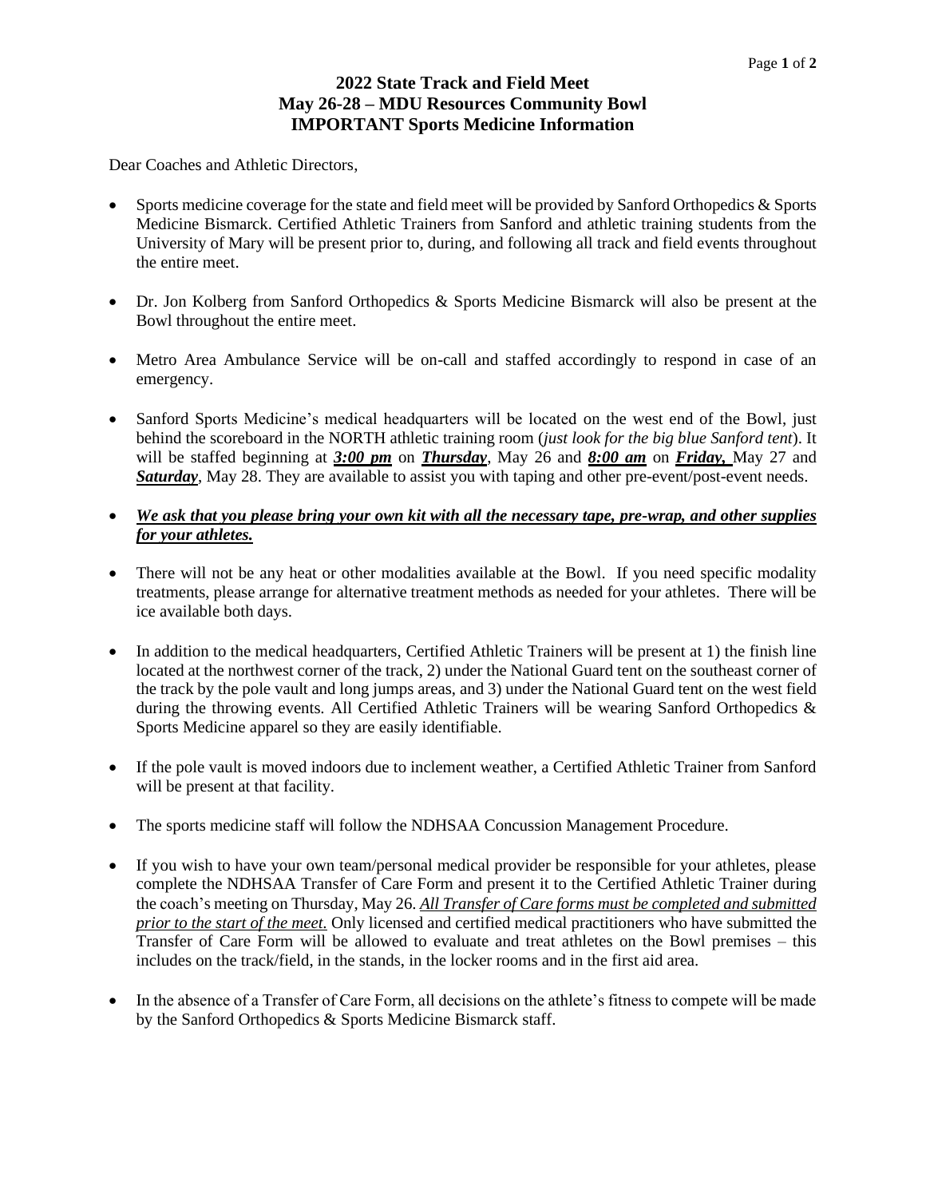# 2022 State Track and Field Meet
## May 26-28 – MDU Resources Community Bowl
## IMPORTANT Sports Medicine Information

Dear Coaches and Athletic Directors,

- Sports medicine coverage for the state and field meet will be provided by Sanford Orthopedics & Sports Medicine Bismarck. Certified Athletic Trainers from Sanford and athletic training students from the University of Mary will be present prior to, during, and following all track and field events throughout the entire meet.

- Dr. Jon Kolberg from Sanford Orthopedics & Sports Medicine Bismarck will also be present at the Bowl throughout the entire meet.

- Metro Area Ambulance Service will be on-call and staffed accordingly to respond in case of an emergency.

- Sanford Sports Medicine's medical headquarters will be located on the west end of the Bowl, just behind the scoreboard in the NORTH athletic training room (*just look for the big blue Sanford tent*). It will be staffed beginning at ***3:00 pm*** on ***Thursday***, May 26 and ***8:00 am*** on ***Friday,*** May 27 and ***Saturday***, May 28. They are available to assist you with taping and other pre-event/post-event needs.

- ***We ask that you please bring your own kit with all the necessary tape, pre-wrap, and other supplies for your athletes.***

- There will not be any heat or other modalities available at the Bowl. If you need specific modality treatments, please arrange for alternative treatment methods as needed for your athletes. There will be ice available both days.

- In addition to the medical headquarters, Certified Athletic Trainers will be present at 1) the finish line located at the northwest corner of the track, 2) under the National Guard tent on the southeast corner of the track by the pole vault and long jumps areas, and 3) under the National Guard tent on the west field during the throwing events. All Certified Athletic Trainers will be wearing Sanford Orthopedics & Sports Medicine apparel so they are easily identifiable.

- If the pole vault is moved indoors due to inclement weather, a Certified Athletic Trainer from Sanford will be present at that facility.

- The sports medicine staff will follow the NDHSAA Concussion Management Procedure.

- If you wish to have your own team/personal medical provider be responsible for your athletes, please complete the NDHSAA Transfer of Care Form and present it to the Certified Athletic Trainer during the coach's meeting on Thursday, May 26. *All Transfer of Care forms must be completed and submitted prior to the start of the meet.* Only licensed and certified medical practitioners who have submitted the Transfer of Care Form will be allowed to evaluate and treat athletes on the Bowl premises – this includes on the track/field, in the stands, in the locker rooms and in the first aid area.

- In the absence of a Transfer of Care Form, all decisions on the athlete's fitness to compete will be made by the Sanford Orthopedics & Sports Medicine Bismarck staff.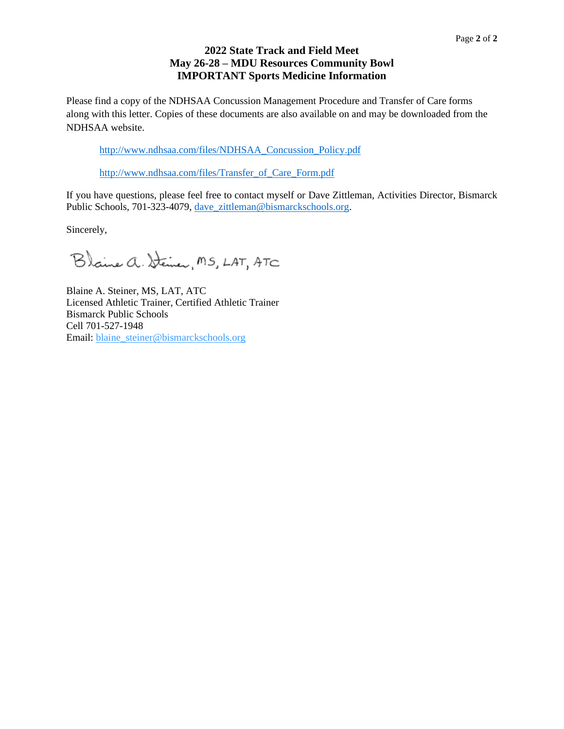**2022 State Track and Field Meet**
**May 26-28 – MDU Resources Community Bowl**
**IMPORTANT Sports Medicine Information**

Please find a copy of the NDHSAA Concussion Management Procedure and Transfer of Care forms along with this letter. Copies of these documents are also available on and may be downloaded from the NDHSAA website.

http://www.ndhsaa.com/files/NDHSAA_Concussion_Policy.pdf

http://www.ndhsaa.com/files/Transfer_of_Care_Form.pdf

If you have questions, please feel free to contact myself or Dave Zittleman, Activities Director, Bismarck Public Schools, 701-323-4079, dave_zittleman@bismarckschools.org.

Sincerely,

Blaine A. Steiner, MS, LAT, ATC

Blaine A. Steiner, MS, LAT, ATC
Licensed Athletic Trainer, Certified Athletic Trainer
Bismarck Public Schools
Cell 701-527-1948
Email: blaine_steiner@bismarckschools.org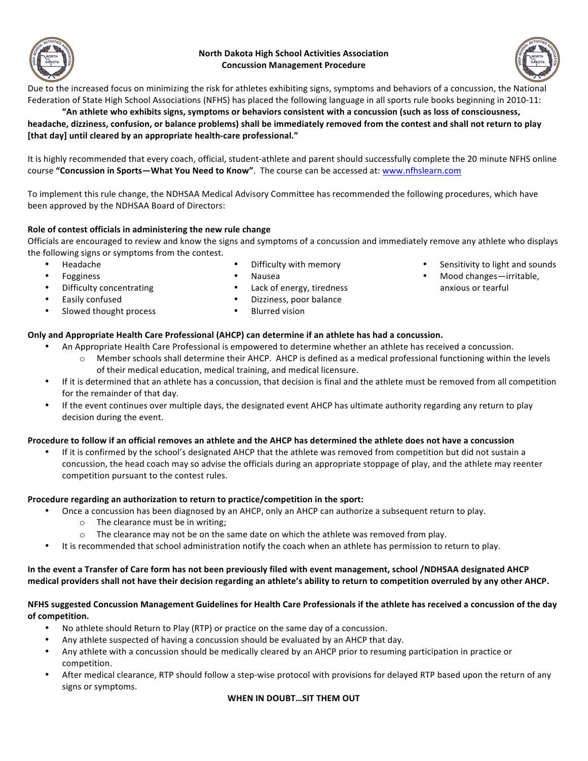# North Dakota High School Activities Association
## Concussion Management Procedure

Due to the increased focus on minimizing the risk for athletes exhibiting signs, symptoms and behaviors of a concussion, the National Federation of State High School Associations (NFHS) has placed the following language in all sports rule books beginning in 2010-11:

**"An athlete who exhibits signs, symptoms or behaviors consistent with a concussion (such as loss of consciousness, headache, dizziness, confusion, or balance problems) shall be immediately removed from the contest and shall not return to play [that day] until cleared by an appropriate health-care professional."**

It is highly recommended that every coach, official, student-athlete and parent should successfully complete the 20 minute NFHS online course **"Concussion in Sports—What You Need to Know"**. The course can be accessed at: www.nfhslearn.com

To implement this rule change, the NDHSAA Medical Advisory Committee has recommended the following procedures, which have been approved by the NDHSAA Board of Directors:

**Role of contest officials in administering the new rule change**

Officials are encouraged to review and know the signs and symptoms of a concussion and immediately remove any athlete who displays the following signs or symptoms from the contest.

- Headache
- Fogginess
- Difficulty concentrating
- Easily confused
- Slowed thought process
- Difficulty with memory
- Nausea
- Lack of energy, tiredness
- Dizziness, poor balance
- Blurred vision
- Sensitivity to light and sounds
- Mood changes—irritable, anxious or tearful

**Only and Appropriate Health Care Professional (AHCP) can determine if an athlete has had a concussion.**

- An Appropriate Health Care Professional is empowered to determine whether an athlete has received a concussion.
  - Member schools shall determine their AHCP. AHCP is defined as a medical professional functioning within the levels of their medical education, medical training, and medical licensure.
- If it is determined that an athlete has a concussion, that decision is final and the athlete must be removed from all competition for the remainder of that day.
- If the event continues over multiple days, the designated event AHCP has ultimate authority regarding any return to play decision during the event.

**Procedure to follow if an official removes an athlete and the AHCP has determined the athlete does not have a concussion**

- If it is confirmed by the school's designated AHCP that the athlete was removed from competition but did not sustain a concussion, the head coach may so advise the officials during an appropriate stoppage of play, and the athlete may reenter competition pursuant to the contest rules.

**Procedure regarding an authorization to return to practice/competition in the sport:**

- Once a concussion has been diagnosed by an AHCP, only an AHCP can authorize a subsequent return to play.
  - The clearance must be in writing;
  - The clearance may not be on the same date on which the athlete was removed from play.
- It is recommended that school administration notify the coach when an athlete has permission to return to play.

**In the event a Transfer of Care form has not been previously filed with event management, school /NDHSAA designated AHCP medical providers shall not have their decision regarding an athlete's ability to return to competition overruled by any other AHCP.**

**NFHS suggested Concussion Management Guidelines for Health Care Professionals if the athlete has received a concussion of the day of competition.**

- No athlete should Return to Play (RTP) or practice on the same day of a concussion.
- Any athlete suspected of having a concussion should be evaluated by an AHCP that day.
- Any athlete with a concussion should be medically cleared by an AHCP prior to resuming participation in practice or competition.
- After medical clearance, RTP should follow a step-wise protocol with provisions for delayed RTP based upon the return of any signs or symptoms.

**WHEN IN DOUBT…SIT THEM OUT**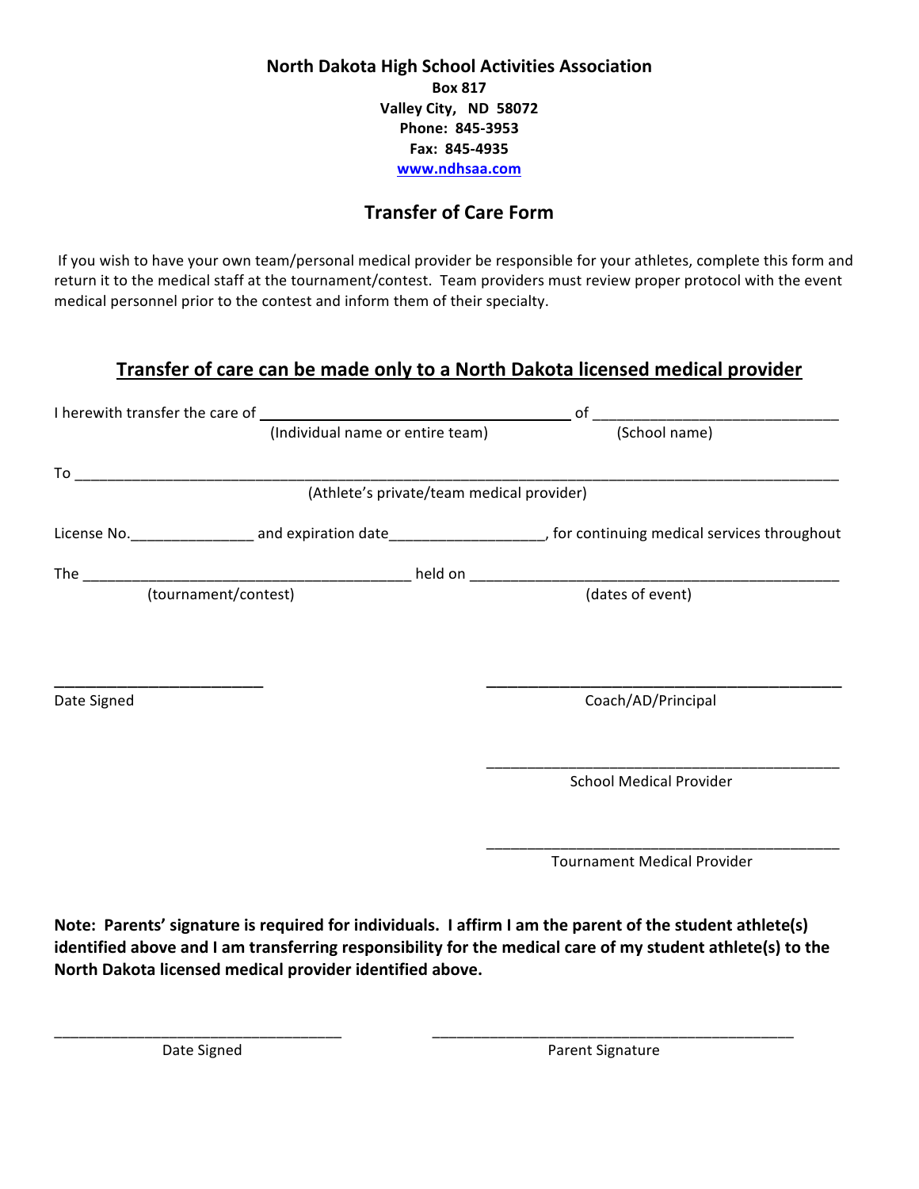**North Dakota High School Activities Association**
**Box 817**
**Valley City, ND 58072**
**Phone: 845-3953**
**Fax: 845-4935**
**www.ndhsaa.com**

## Transfer of Care Form

If you wish to have your own team/personal medical provider be responsible for your athletes, complete this form and return it to the medical staff at the tournament/contest. Team providers must review proper protocol with the event medical personnel prior to the contest and inform them of their specialty.

### Transfer of care can be made only to a North Dakota licensed medical provider

I herewith transfer the care of ______________________________________ of ______________________________
(Individual name or entire team) (School name)

To __________________________________________________________________________________________
(Athlete's private/team medical provider)

License No._______________ and expiration date__________________, for continuing medical services throughout

The ________________________________________ held on ______________________________________________
(tournament/contest) (dates of event)

_________________________ _____________________________________________
Date Signed Coach/AD/Principal

_____________________________________________
School Medical Provider

_____________________________________________
Tournament Medical Provider

**Note: Parents' signature is required for individuals. I affirm I am the parent of the student athlete(s) identified above and I am transferring responsibility for the medical care of my student athlete(s) to the North Dakota licensed medical provider identified above.**

__________________________________ ______________________________________________
Date Signed Parent Signature